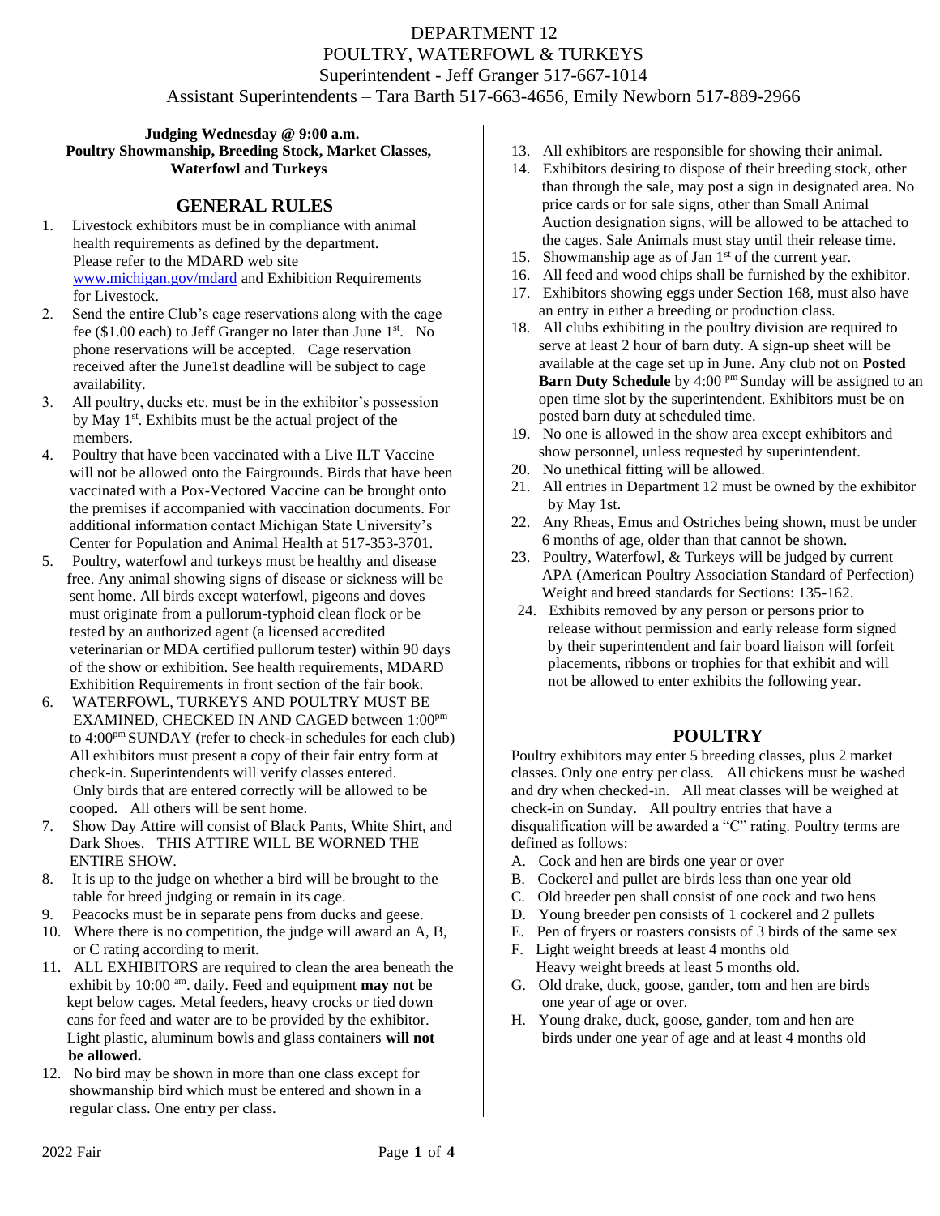# DEPARTMENT 12
# POULTRY, WATERFOWL & TURKEYS

Superintendent - Jeff Granger 517-667-1014

Assistant Superintendents – Tara Barth 517-663-4656, Emily Newborn 517-889-2966

**Judging Wednesday @ 9:00 a.m.**
**Poultry Showmanship, Breeding Stock, Market Classes, Waterfowl and Turkeys**

## GENERAL RULES

1. Livestock exhibitors must be in compliance with animal health requirements as defined by the department. Please refer to the MDARD web site www.michigan.gov/mdard and Exhibition Requirements for Livestock.
2. Send the entire Club's cage reservations along with the cage fee ($1.00 each) to Jeff Granger no later than June 1st. No phone reservations will be accepted. Cage reservation received after the June1st deadline will be subject to cage availability.
3. All poultry, ducks etc. must be in the exhibitor's possession by May 1st. Exhibits must be the actual project of the members.
4. Poultry that have been vaccinated with a Live ILT Vaccine will not be allowed onto the Fairgrounds. Birds that have been vaccinated with a Pox-Vectored Vaccine can be brought onto the premises if accompanied with vaccination documents. For additional information contact Michigan State University's Center for Population and Animal Health at 517-353-3701.
5. Poultry, waterfowl and turkeys must be healthy and disease free. Any animal showing signs of disease or sickness will be sent home. All birds except waterfowl, pigeons and doves must originate from a pullorum-typhoid clean flock or be tested by an authorized agent (a licensed accredited veterinarian or MDA certified pullorum tester) within 90 days of the show or exhibition. See health requirements, MDARD Exhibition Requirements in front section of the fair book.
6. WATERFOWL, TURKEYS AND POULTRY MUST BE EXAMINED, CHECKED IN AND CAGED between 1:00pm to 4:00pm SUNDAY (refer to check-in schedules for each club) All exhibitors must present a copy of their fair entry form at check-in. Superintendents will verify classes entered. Only birds that are entered correctly will be allowed to be cooped. All others will be sent home.
7. Show Day Attire will consist of Black Pants, White Shirt, and Dark Shoes. THIS ATTIRE WILL BE WORNED THE ENTIRE SHOW.
8. It is up to the judge on whether a bird will be brought to the table for breed judging or remain in its cage.
9. Peacocks must be in separate pens from ducks and geese.
10. Where there is no competition, the judge will award an A, B, or C rating according to merit.
11. ALL EXHIBITORS are required to clean the area beneath the exhibit by 10:00 am. daily. Feed and equipment **may not** be kept below cages. Metal feeders, heavy crocks or tied down cans for feed and water are to be provided by the exhibitor. Light plastic, aluminum bowls and glass containers **will not be allowed.**
12. No bird may be shown in more than one class except for showmanship bird which must be entered and shown in a regular class. One entry per class.
13. All exhibitors are responsible for showing their animal.
14. Exhibitors desiring to dispose of their breeding stock, other than through the sale, may post a sign in designated area. No price cards or for sale signs, other than Small Animal Auction designation signs, will be allowed to be attached to the cages. Sale Animals must stay until their release time.
15. Showmanship age as of Jan 1st of the current year.
16. All feed and wood chips shall be furnished by the exhibitor.
17. Exhibitors showing eggs under Section 168, must also have an entry in either a breeding or production class.
18. All clubs exhibiting in the poultry division are required to serve at least 2 hour of barn duty. A sign-up sheet will be available at the cage set up in June. Any club not on **Posted Barn Duty Schedule** by 4:00 pm Sunday will be assigned to an open time slot by the superintendent. Exhibitors must be on posted barn duty at scheduled time.
19. No one is allowed in the show area except exhibitors and show personnel, unless requested by superintendent.
20. No unethical fitting will be allowed.
21. All entries in Department 12 must be owned by the exhibitor by May 1st.
22. Any Rheas, Emus and Ostriches being shown, must be under 6 months of age, older than that cannot be shown.
23. Poultry, Waterfowl, & Turkeys will be judged by current APA (American Poultry Association Standard of Perfection) Weight and breed standards for Sections: 135-162.
24. Exhibits removed by any person or persons prior to release without permission and early release form signed by their superintendent and fair board liaison will forfeit placements, ribbons or trophies for that exhibit and will not be allowed to enter exhibits the following year.

## POULTRY

Poultry exhibitors may enter 5 breeding classes, plus 2 market classes. Only one entry per class. All chickens must be washed and dry when checked-in. All meat classes will be weighed at check-in on Sunday. All poultry entries that have a disqualification will be awarded a "C" rating. Poultry terms are defined as follows:

A. Cock and hen are birds one year or over
B. Cockerel and pullet are birds less than one year old
C. Old breeder pen shall consist of one cock and two hens
D. Young breeder pen consists of 1 cockerel and 2 pullets
E. Pen of fryers or roasters consists of 3 birds of the same sex
F. Light weight breeds at least 4 months old
   Heavy weight breeds at least 5 months old.
G. Old drake, duck, goose, gander, tom and hen are birds one year of age or over.
H. Young drake, duck, goose, gander, tom and hen are birds under one year of age and at least 4 months old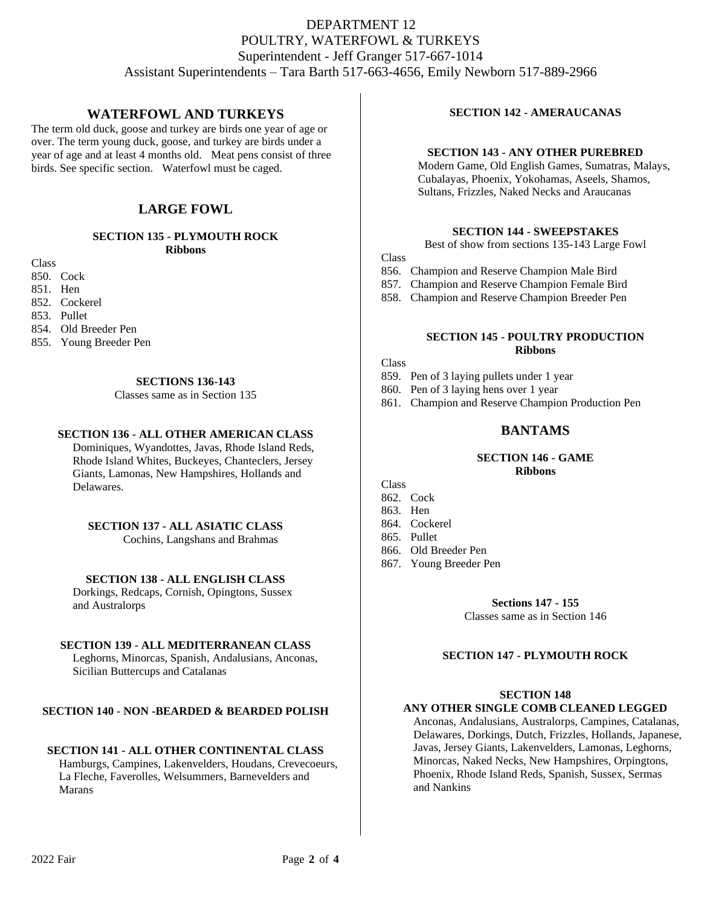# DEPARTMENT 12
# POULTRY, WATERFOWL & TURKEYS

Superintendent - Jeff Granger 517-667-1014

Assistant Superintendents – Tara Barth 517-663-4656, Emily Newborn 517-889-2966

## WATERFOWL AND TURKEYS

The term old duck, goose and turkey are birds one year of age or over. The term young duck, goose, and turkey are birds under a year of age and at least 4 months old. Meat pens consist of three birds. See specific section. Waterfowl must be caged.

## LARGE FOWL

### SECTION 135 - PLYMOUTH ROCK
**Ribbons**

Class
850. Cock
851. Hen
852. Cockerel
853. Pullet
854. Old Breeder Pen
855. Young Breeder Pen

### SECTIONS 136-143
Classes same as in Section 135

### SECTION 136 - ALL OTHER AMERICAN CLASS
Dominiques, Wyandottes, Javas, Rhode Island Reds, Rhode Island Whites, Buckeyes, Chanteclers, Jersey Giants, Lamonas, New Hampshires, Hollands and Delawares.

### SECTION 137 - ALL ASIATIC CLASS
Cochins, Langshans and Brahmas

### SECTION 138 - ALL ENGLISH CLASS
Dorkings, Redcaps, Cornish, Opingtons, Sussex and Australorps

### SECTION 139 - ALL MEDITERRANEAN CLASS
Leghorns, Minorcas, Spanish, Andalusians, Anconas, Sicilian Buttercups and Catalanas

### SECTION 140 - NON -BEARDED & BEARDED POLISH

### SECTION 141 - ALL OTHER CONTINENTAL CLASS
Hamburgs, Campines, Lakenvelders, Houdans, Crevecoeurs, La Fleche, Faverolles, Welsummers, Barnevelders and Marans

### SECTION 142 - AMERAUCANAS

### SECTION 143 - ANY OTHER PUREBRED
Modern Game, Old English Games, Sumatras, Malays, Cubalayas, Phoenix, Yokohamas, Aseels, Shamos, Sultans, Frizzles, Naked Necks and Araucanas

### SECTION 144 - SWEEPSTAKES
Best of show from sections 135-143 Large Fowl

Class
856. Champion and Reserve Champion Male Bird
857. Champion and Reserve Champion Female Bird
858. Champion and Reserve Champion Breeder Pen

### SECTION 145 - POULTRY PRODUCTION
**Ribbons**

Class
859. Pen of 3 laying pullets under 1 year
860. Pen of 3 laying hens over 1 year
861. Champion and Reserve Champion Production Pen

## BANTAMS

### SECTION 146 - GAME
**Ribbons**

Class
862. Cock
863. Hen
864. Cockerel
865. Pullet
866. Old Breeder Pen
867. Young Breeder Pen

### Sections 147 - 155
Classes same as in Section 146

### SECTION 147 - PLYMOUTH ROCK

### SECTION 148
### ANY OTHER SINGLE COMB CLEANED LEGGED
Anconas, Andalusians, Australorps, Campines, Catalanas, Delawares, Dorkings, Dutch, Frizzles, Hollands, Japanese, Javas, Jersey Giants, Lakenvelders, Lamonas, Leghorns, Minorcas, Naked Necks, New Hampshires, Orpingtons, Phoenix, Rhode Island Reds, Spanish, Sussex, Sermas and Nankins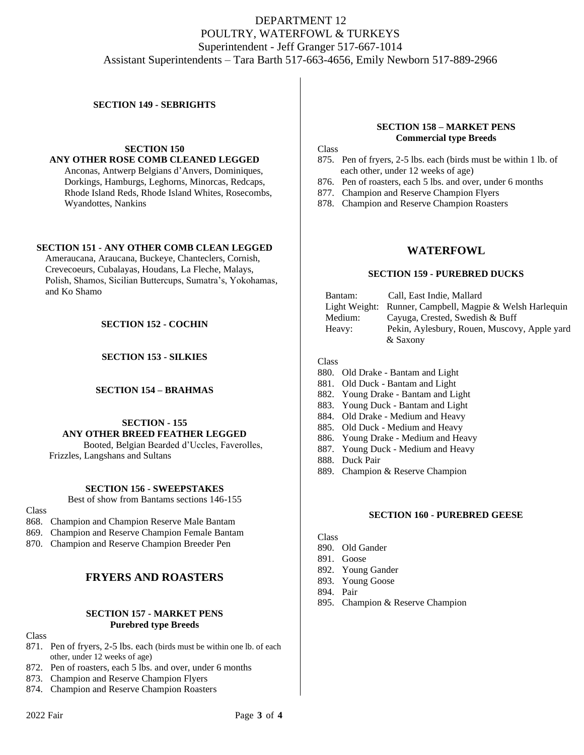# DEPARTMENT 12
## POULTRY, WATERFOWL & TURKEYS

Superintendent - Jeff Granger 517-667-1014

Assistant Superintendents – Tara Barth 517-663-4656, Emily Newborn 517-889-2966

**SECTION 149 - SEBRIGHTS**

**SECTION 150**
**ANY OTHER ROSE COMB CLEANED LEGGED**

Anconas, Antwerp Belgians d'Anvers, Dominiques, Dorkings, Hamburgs, Leghorns, Minorcas, Redcaps, Rhode Island Reds, Rhode Island Whites, Rosecombs, Wyandottes, Nankins

**SECTION 151 - ANY OTHER COMB CLEAN LEGGED**

Ameraucana, Araucana, Buckeye, Chanteclers, Cornish, Crevecoeurs, Cubalayas, Houdans, La Fleche, Malays, Polish, Shamos, Sicilian Buttercups, Sumatra's, Yokohamas, and Ko Shamo

**SECTION 152 - COCHIN**

**SECTION 153 - SILKIES**

**SECTION 154 – BRAHMAS**

**SECTION - 155**
**ANY OTHER BREED FEATHER LEGGED**

Booted, Belgian Bearded d'Uccles, Faverolles, Frizzles, Langshans and Sultans

**SECTION 156 - SWEEPSTAKES**

Best of show from Bantams sections 146-155

Class

868. Champion and Champion Reserve Male Bantam
869. Champion and Reserve Champion Female Bantam
870. Champion and Reserve Champion Breeder Pen

## FRYERS AND ROASTERS

**SECTION 157 - MARKET PENS**
**Purebred type Breeds**

Class

871. Pen of fryers, 2-5 lbs. each (birds must be within one lb. of each other, under 12 weeks of age)
872. Pen of roasters, each 5 lbs. and over, under 6 months
873. Champion and Reserve Champion Flyers
874. Champion and Reserve Champion Roasters

**SECTION 158 – MARKET PENS**
**Commercial type Breeds**

Class

875. Pen of fryers, 2-5 lbs. each (birds must be within 1 lb. of each other, under 12 weeks of age)
876. Pen of roasters, each 5 lbs. and over, under 6 months
877. Champion and Reserve Champion Flyers
878. Champion and Reserve Champion Roasters

## WATERFOWL

**SECTION 159 - PUREBRED DUCKS**

| | |
|---|---|
| Bantam: | Call, East Indie, Mallard |
| Light Weight: | Runner, Campbell, Magpie & Welsh Harlequin |
| Medium: | Cayuga, Crested, Swedish & Buff |
| Heavy: | Pekin, Aylesbury, Rouen, Muscovy, Apple yard & Saxony |

Class

880. Old Drake - Bantam and Light
881. Old Duck - Bantam and Light
882. Young Drake - Bantam and Light
883. Young Duck - Bantam and Light
884. Old Drake - Medium and Heavy
885. Old Duck - Medium and Heavy
886. Young Drake - Medium and Heavy
887. Young Duck - Medium and Heavy
888. Duck Pair
889. Champion & Reserve Champion

**SECTION 160 - PUREBRED GEESE**

Class

890. Old Gander
891. Goose
892. Young Gander
893. Young Goose
894. Pair
895. Champion & Reserve Champion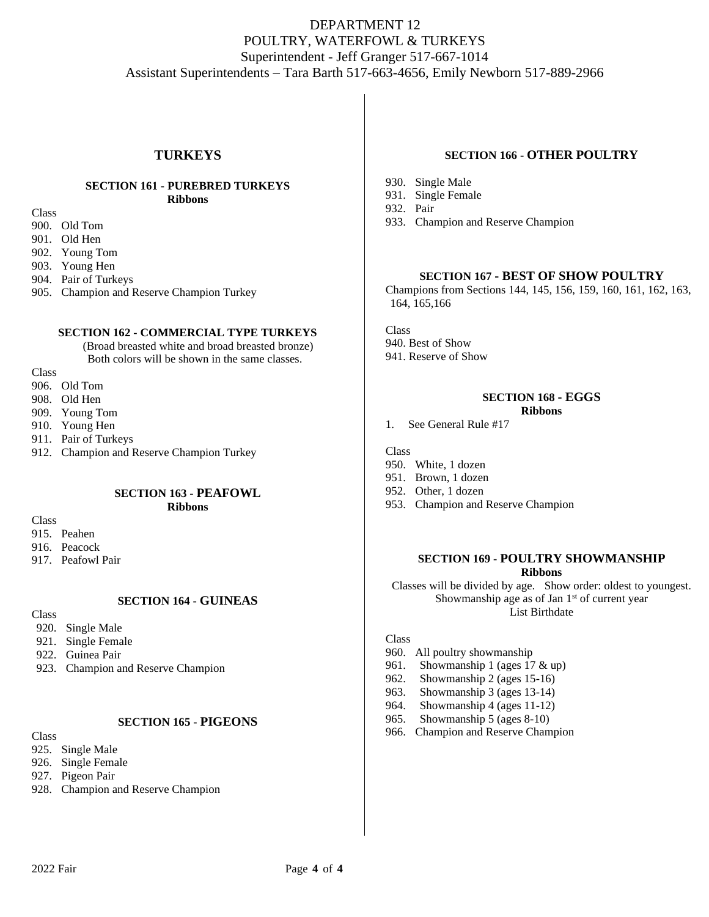# DEPARTMENT 12
# POULTRY, WATERFOWL & TURKEYS

Superintendent - Jeff Granger 517-667-1014

Assistant Superintendents – Tara Barth 517-663-4656, Emily Newborn 517-889-2966

## TURKEYS

### SECTION 161 - PUREBRED TURKEYS

**Ribbons**

Class

900. Old Tom
901. Old Hen
902. Young Tom
903. Young Hen
904. Pair of Turkeys
905. Champion and Reserve Champion Turkey

### SECTION 162 - COMMERCIAL TYPE TURKEYS

(Broad breasted white and broad breasted bronze)
Both colors will be shown in the same classes.

Class

906. Old Tom
908. Old Hen
909. Young Tom
910. Young Hen
911. Pair of Turkeys
912. Champion and Reserve Champion Turkey

### SECTION 163 - PEAFOWL

**Ribbons**

Class

915. Peahen
916. Peacock
917. Peafowl Pair

### SECTION 164 - GUINEAS

Class

920. Single Male
921. Single Female
922. Guinea Pair
923. Champion and Reserve Champion

### SECTION 165 - PIGEONS

Class

925. Single Male
926. Single Female
927. Pigeon Pair
928. Champion and Reserve Champion

### SECTION 166 - OTHER POULTRY

930. Single Male
931. Single Female
932. Pair
933. Champion and Reserve Champion

### SECTION 167 - BEST OF SHOW POULTRY

Champions from Sections 144, 145, 156, 159, 160, 161, 162, 163, 164, 165,166

Class

940. Best of Show
941. Reserve of Show

### SECTION 168 - EGGS

**Ribbons**

1. See General Rule #17

Class

950. White, 1 dozen
951. Brown, 1 dozen
952. Other, 1 dozen
953. Champion and Reserve Champion

### SECTION 169 - POULTRY SHOWMANSHIP

**Ribbons**

Classes will be divided by age. Show order: oldest to youngest.
Showmanship age as of Jan 1st of current year
List Birthdate

Class

960. All poultry showmanship
961. Showmanship 1 (ages 17 & up)
962. Showmanship 2 (ages 15-16)
963. Showmanship 3 (ages 13-14)
964. Showmanship 4 (ages 11-12)
965. Showmanship 5 (ages 8-10)
966. Champion and Reserve Champion